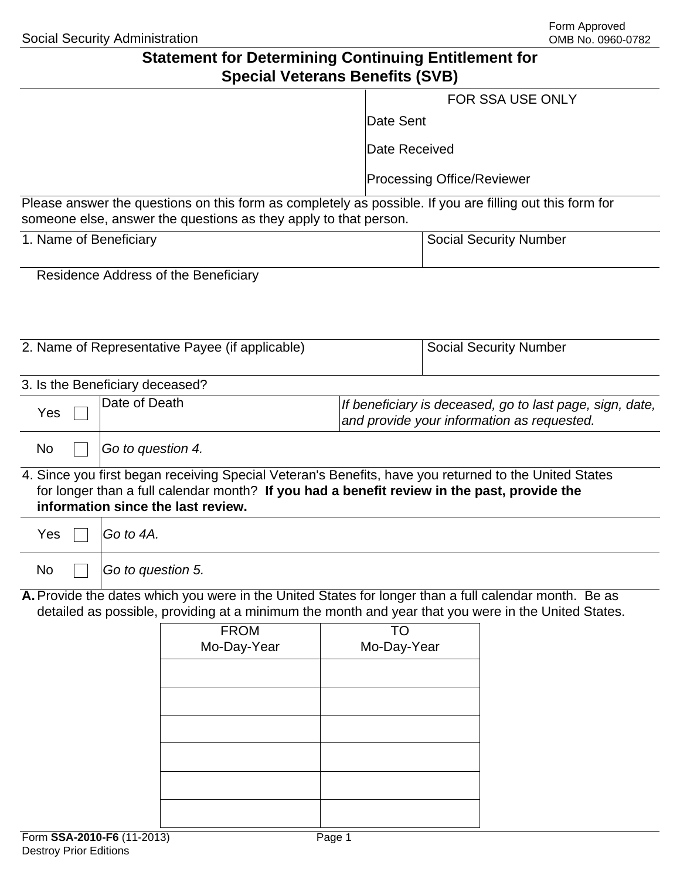Social Security Administration

Form Approved
OMB No. 0960-0782

# Statement for Determining Continuing Entitlement for Special Veterans Benefits (SVB)

| FOR SSA USE ONLY |
|---|
| Date Sent |
| Date Received |
| Processing Office/Reviewer |

Please answer the questions on this form as completely as possible. If you are filling out this form for someone else, answer the questions as they apply to that person.

| 1. Name of Beneficiary | Social Security Number |
|---|---|
| | |

Residence Address of the Beneficiary

| 2. Name of Representative Payee (if applicable) | Social Security Number |
|---|---|
| | |

3. Is the Beneficiary deceased?

| | | |
|---|---|---|
| Yes ☐ | Date of Death | *If beneficiary is deceased, go to last page, sign, date, and provide your information as requested.* |
| No ☐ | *Go to question 4.* | |

4. Since you first began receiving Special Veteran's Benefits, have you returned to the United States for longer than a full calendar month? **If you had a benefit review in the past, provide the information since the last review.**

| | |
|---|---|
| Yes ☐ | *Go to 4A.* |
| No ☐ | *Go to question 5.* |

**A.** Provide the dates which you were in the United States for longer than a full calendar month. Be as detailed as possible, providing at a minimum the month and year that you were in the United States.

| FROM Mo-Day-Year | TO Mo-Day-Year |
|---|---|
| | |
| | |
| | |
| | |
| | |
| | |

Form **SSA-2010-F6** (11-2013)
Destroy Prior Editions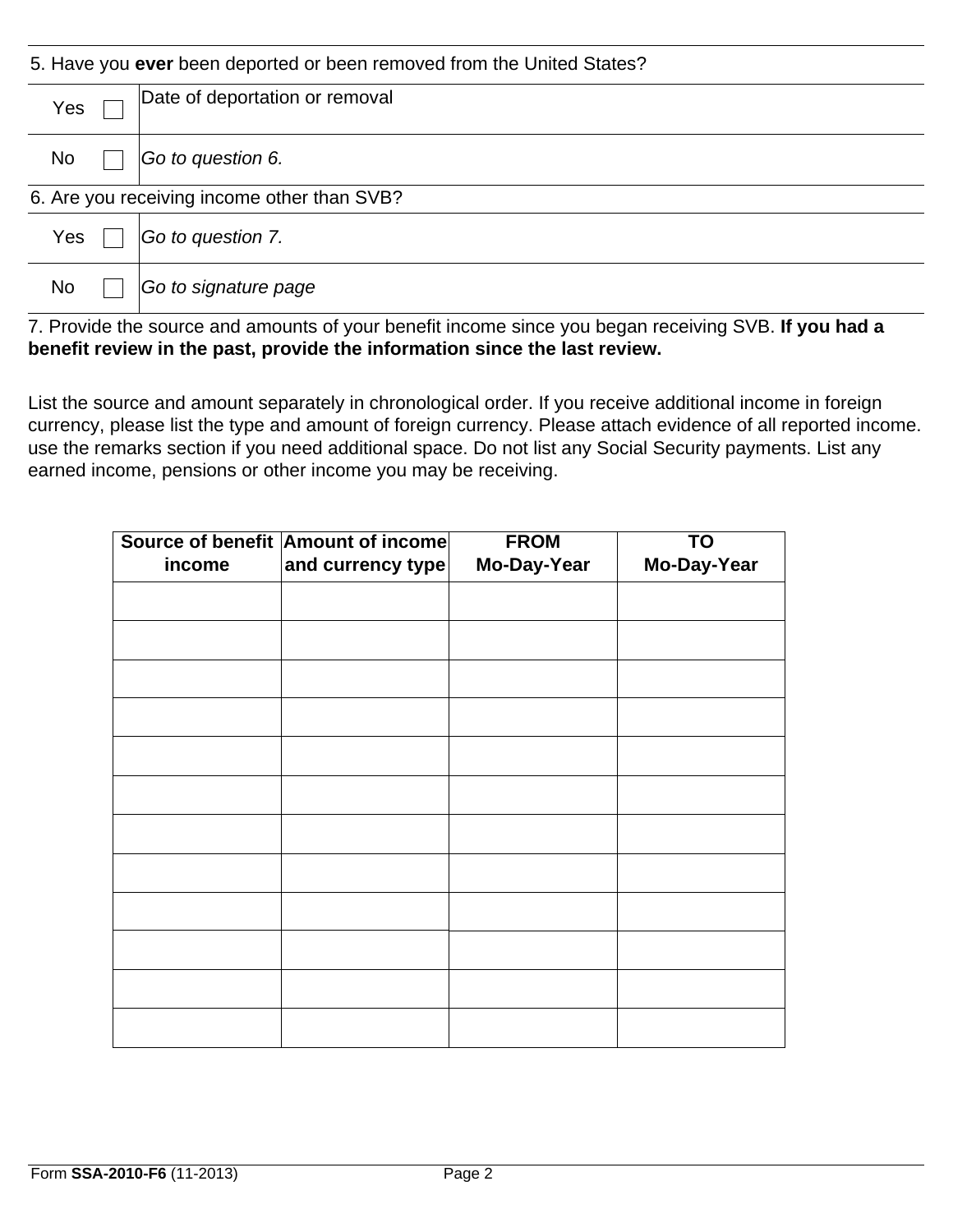5. Have you **ever** been deported or been removed from the United States?

| | |
|---|---|
| Yes ☐ | Date of deportation or removal |
| No ☐ | *Go to question 6.* |

6. Are you receiving income other than SVB?

| | |
|---|---|
| Yes ☐ | *Go to question 7.* |
| No ☐ | *Go to signature page* |

7. Provide the source and amounts of your benefit income since you began receiving SVB. **If you had a benefit review in the past, provide the information since the last review.**

List the source and amount separately in chronological order. If you receive additional income in foreign currency, please list the type and amount of foreign currency. Please attach evidence of all reported income. use the remarks section if you need additional space. Do not list any Social Security payments. List any earned income, pensions or other income you may be receiving.

| Source of benefit income | Amount of income and currency type | FROM Mo-Day-Year | TO Mo-Day-Year |
|---|---|---|---|
| | | | |
| | | | |
| | | | |
| | | | |
| | | | |
| | | | |
| | | | |
| | | | |
| | | | |
| | | | |
| | | | |
| | | | |

Form **SSA-2010-F6** (11-2013)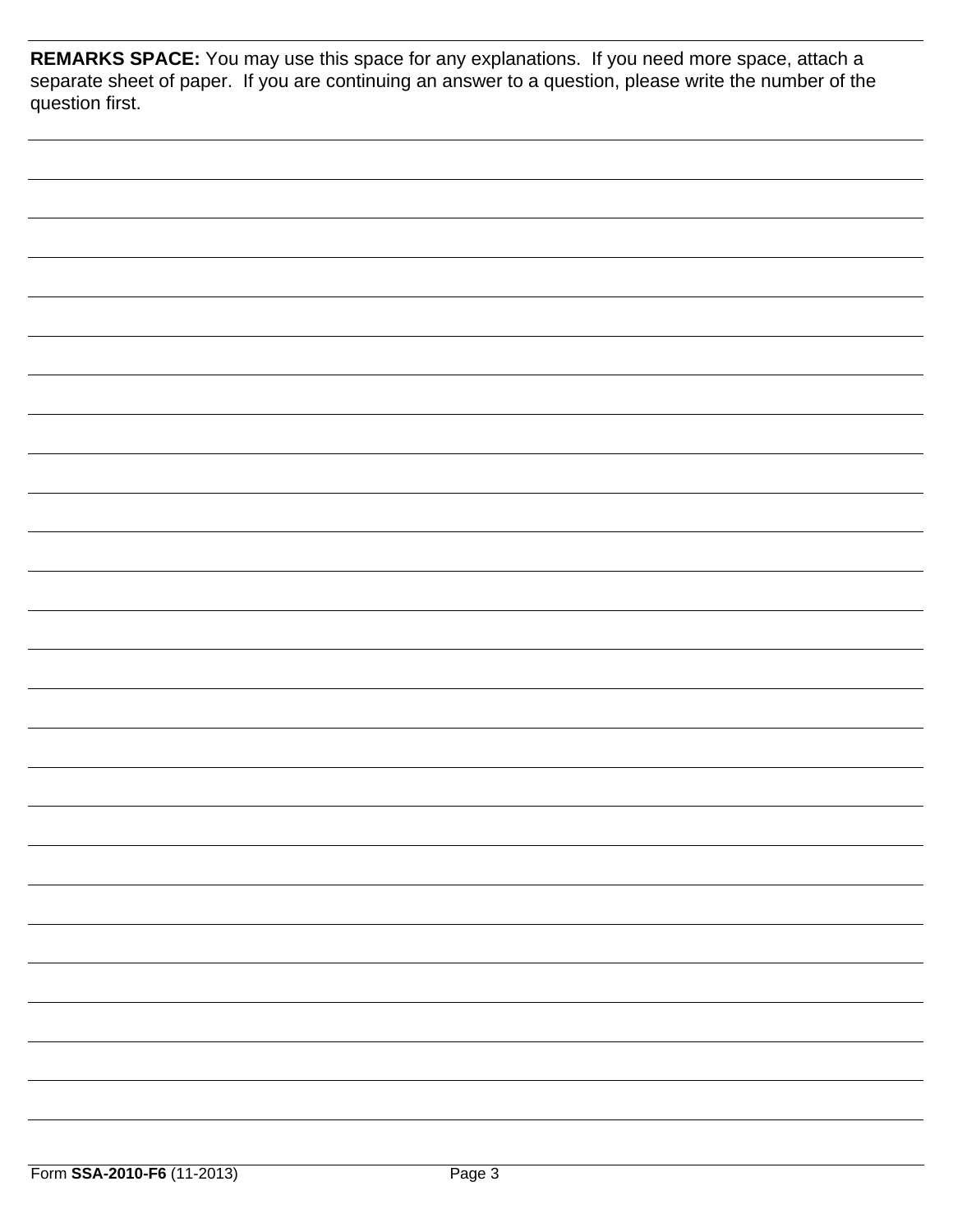**REMARKS SPACE:** You may use this space for any explanations. If you need more space, attach a separate sheet of paper. If you are continuing an answer to a question, please write the number of the question first.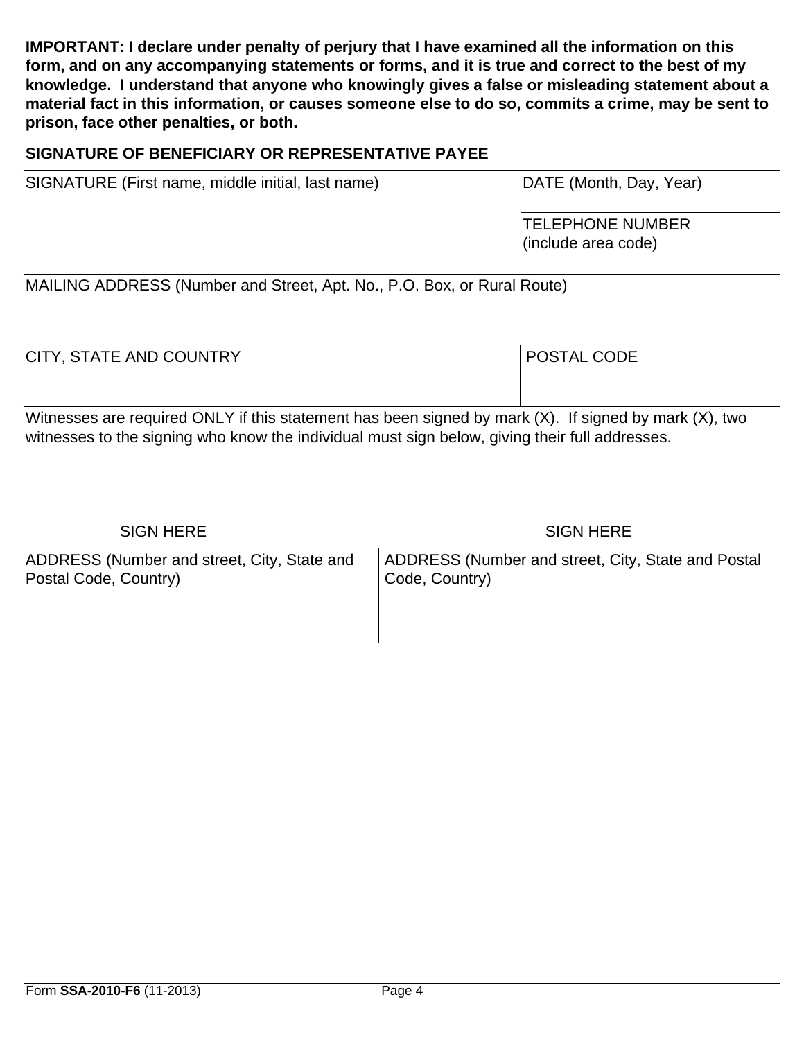**IMPORTANT: I declare under penalty of perjury that I have examined all the information on this form, and on any accompanying statements or forms, and it is true and correct to the best of my knowledge. I understand that anyone who knowingly gives a false or misleading statement about a material fact in this information, or causes someone else to do so, commits a crime, may be sent to prison, face other penalties, or both.**

**SIGNATURE OF BENEFICIARY OR REPRESENTATIVE PAYEE**

| SIGNATURE (First name, middle initial, last name) | DATE (Month, Day, Year) |
| --- | --- |
| | TELEPHONE NUMBER (include area code) |

MAILING ADDRESS (Number and Street, Apt. No., P.O. Box, or Rural Route)

| CITY, STATE AND COUNTRY | POSTAL CODE |
| --- | --- |
| | |

Witnesses are required ONLY if this statement has been signed by mark (X). If signed by mark (X), two witnesses to the signing who know the individual must sign below, giving their full addresses.

| SIGN HERE | SIGN HERE |
| --- | --- |
| ADDRESS (Number and street, City, State and Postal Code, Country) | ADDRESS (Number and street, City, State and Postal Code, Country) |

Form **SSA-2010-F6** (11-2013)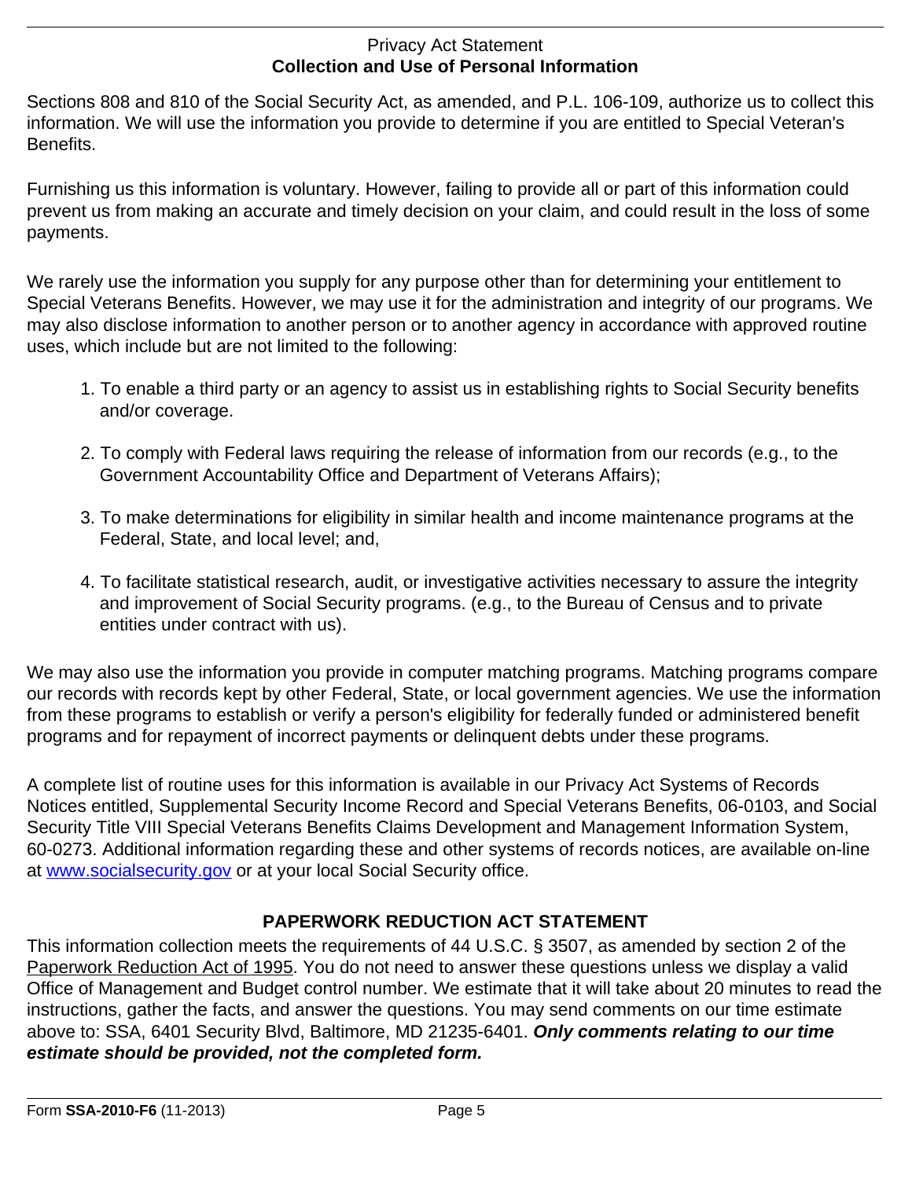## Privacy Act Statement
## Collection and Use of Personal Information

Sections 808 and 810 of the Social Security Act, as amended, and P.L. 106-109, authorize us to collect this information. We will use the information you provide to determine if you are entitled to Special Veteran's Benefits.

Furnishing us this information is voluntary. However, failing to provide all or part of this information could prevent us from making an accurate and timely decision on your claim, and could result in the loss of some payments.

We rarely use the information you supply for any purpose other than for determining your entitlement to Special Veterans Benefits. However, we may use it for the administration and integrity of our programs. We may also disclose information to another person or to another agency in accordance with approved routine uses, which include but are not limited to the following:

1. To enable a third party or an agency to assist us in establishing rights to Social Security benefits and/or coverage.
2. To comply with Federal laws requiring the release of information from our records (e.g., to the Government Accountability Office and Department of Veterans Affairs);
3. To make determinations for eligibility in similar health and income maintenance programs at the Federal, State, and local level; and,
4. To facilitate statistical research, audit, or investigative activities necessary to assure the integrity and improvement of Social Security programs. (e.g., to the Bureau of Census and to private entities under contract with us).

We may also use the information you provide in computer matching programs. Matching programs compare our records with records kept by other Federal, State, or local government agencies. We use the information from these programs to establish or verify a person's eligibility for federally funded or administered benefit programs and for repayment of incorrect payments or delinquent debts under these programs.

A complete list of routine uses for this information is available in our Privacy Act Systems of Records Notices entitled, Supplemental Security Income Record and Special Veterans Benefits, 06-0103, and Social Security Title VIII Special Veterans Benefits Claims Development and Management Information System, 60-0273. Additional information regarding these and other systems of records notices, are available on-line at www.socialsecurity.gov or at your local Social Security office.

## PAPERWORK REDUCTION ACT STATEMENT

This information collection meets the requirements of 44 U.S.C. § 3507, as amended by section 2 of the Paperwork Reduction Act of 1995. You do not need to answer these questions unless we display a valid Office of Management and Budget control number. We estimate that it will take about 20 minutes to read the instructions, gather the facts, and answer the questions. You may send comments on our time estimate above to: SSA, 6401 Security Blvd, Baltimore, MD 21235-6401. ***Only comments relating to our time estimate should be provided, not the completed form.***

Form **SSA-2010-F6** (11-2013)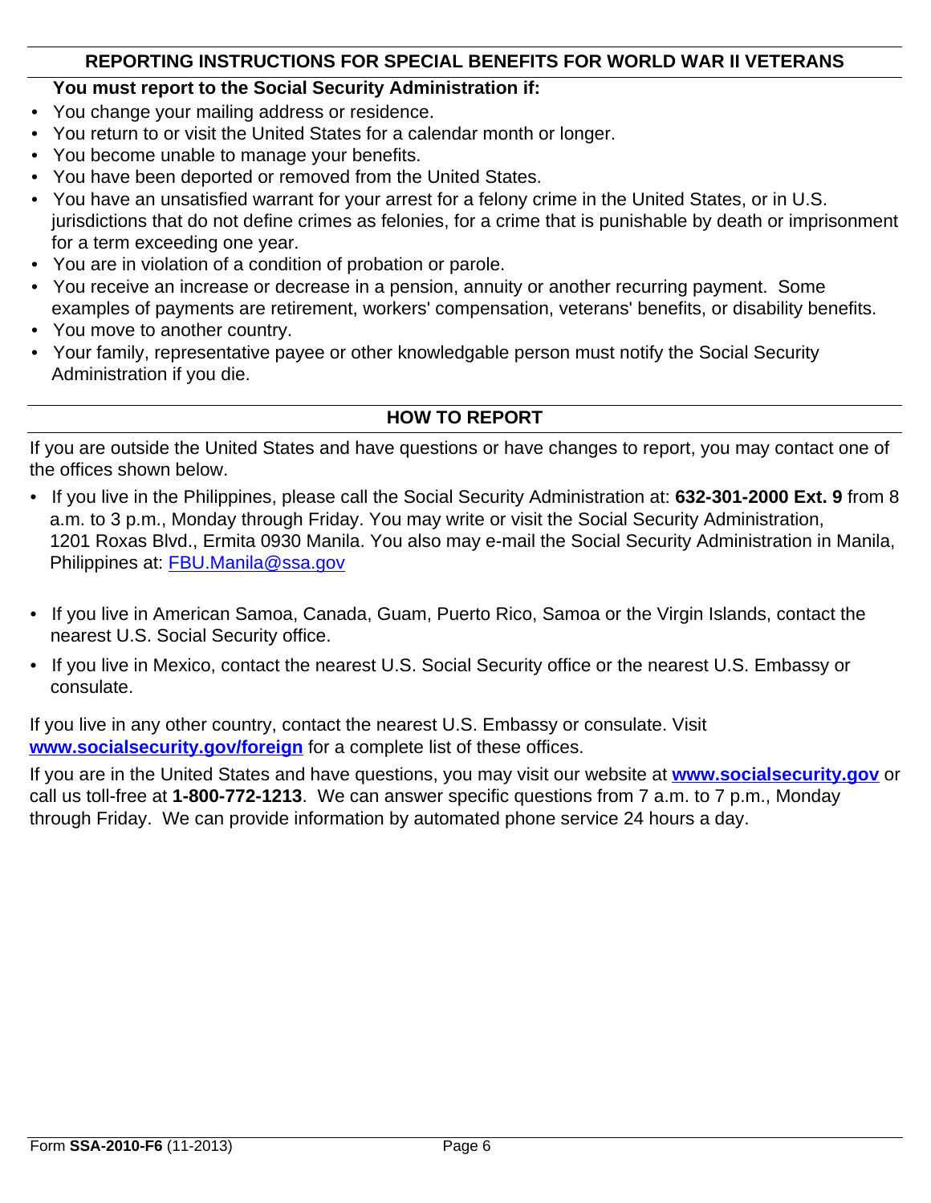## REPORTING INSTRUCTIONS FOR SPECIAL BENEFITS FOR WORLD WAR II VETERANS

**You must report to the Social Security Administration if:**

- You change your mailing address or residence.
- You return to or visit the United States for a calendar month or longer.
- You become unable to manage your benefits.
- You have been deported or removed from the United States.
- You have an unsatisfied warrant for your arrest for a felony crime in the United States, or in U.S. jurisdictions that do not define crimes as felonies, for a crime that is punishable by death or imprisonment for a term exceeding one year.
- You are in violation of a condition of probation or parole.
- You receive an increase or decrease in a pension, annuity or another recurring payment. Some examples of payments are retirement, workers' compensation, veterans' benefits, or disability benefits.
- You move to another country.
- Your family, representative payee or other knowledgable person must notify the Social Security Administration if you die.

## HOW TO REPORT

If you are outside the United States and have questions or have changes to report, you may contact one of the offices shown below.

- If you live in the Philippines, please call the Social Security Administration at: **632-301-2000 Ext. 9** from 8 a.m. to 3 p.m., Monday through Friday. You may write or visit the Social Security Administration, 1201 Roxas Blvd., Ermita 0930 Manila. You also may e-mail the Social Security Administration in Manila, Philippines at: FBU.Manila@ssa.gov
- If you live in American Samoa, Canada, Guam, Puerto Rico, Samoa or the Virgin Islands, contact the nearest U.S. Social Security office.
- If you live in Mexico, contact the nearest U.S. Social Security office or the nearest U.S. Embassy or consulate.

If you live in any other country, contact the nearest U.S. Embassy or consulate. Visit **www.socialsecurity.gov/foreign** for a complete list of these offices.

If you are in the United States and have questions, you may visit our website at **www.socialsecurity.gov** or call us toll-free at **1-800-772-1213**. We can answer specific questions from 7 a.m. to 7 p.m., Monday through Friday. We can provide information by automated phone service 24 hours a day.

Form **SSA-2010-F6** (11-2013)